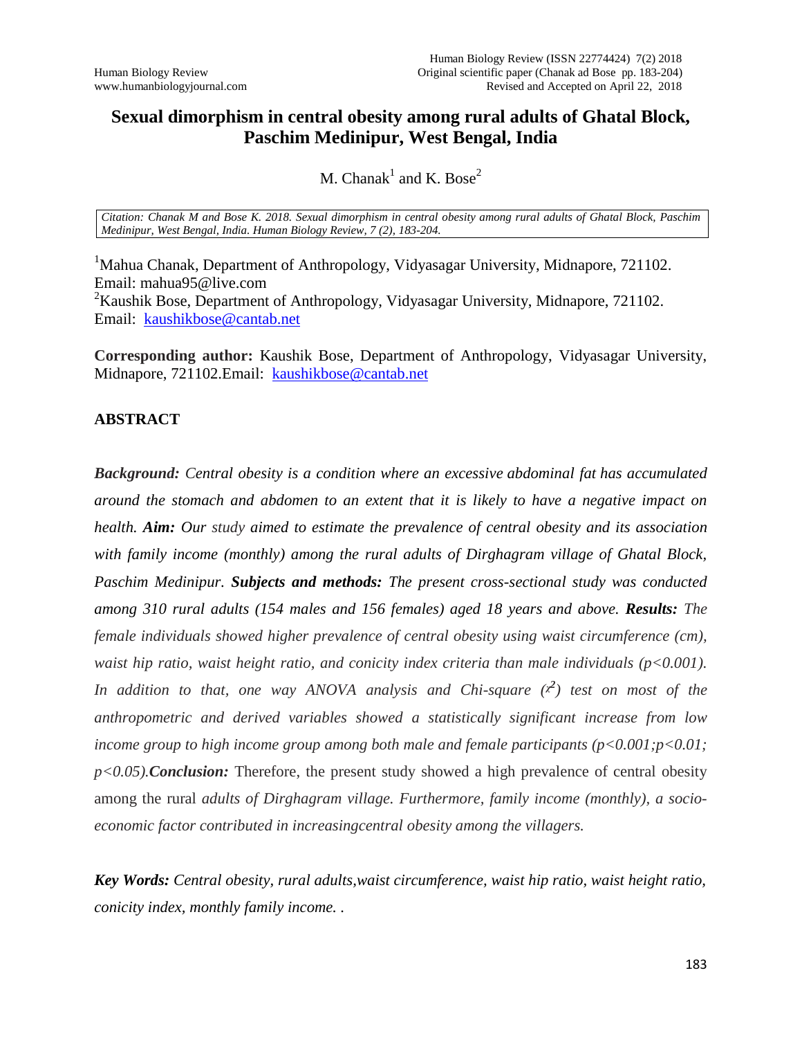# Sexual dimorphism in central obesity among rural adults of Ghatal Block, Paschim Medinipur, West Bengal, India

M. Chanak[1] and K. Bose[2]

*Citation: Chanak M and Bose K. 2018. Sexual dimorphism in central obesity among rural adults of Ghatal Block, Paschim Medinipur, West Bengal, India. Human Biology Review, 7 (2), 183-204.*

[1]Mahua Chanak, Department of Anthropology, Vidyasagar University, Midnapore, 721102. Email: mahua95@live.com

[2]Kaushik Bose, Department of Anthropology, Vidyasagar University, Midnapore, 721102. Email: kaushikbose@cantab.net

**Corresponding author:** Kaushik Bose, Department of Anthropology, Vidyasagar University, Midnapore, 721102.Email: kaushikbose@cantab.net

## ABSTRACT

***Background:*** *Central obesity is a condition where an excessive abdominal fat has accumulated around the stomach and abdomen to an extent that it is likely to have a negative impact on health.* ***Aim:*** *Our study aimed to estimate the prevalence of central obesity and its association with family income (monthly) among the rural adults of Dirghagram village of Ghatal Block, Paschim Medinipur.* ***Subjects and methods:*** *The present cross-sectional study was conducted among 310 rural adults (154 males and 156 females) aged 18 years and above.* ***Results:*** *The female individuals showed higher prevalence of central obesity using waist circumference (cm), waist hip ratio, waist height ratio, and conicity index criteria than male individuals ($p<0.001$). In addition to that, one way ANOVA analysis and Chi-square ($\chi^2$) test on most of the anthropometric and derived variables showed a statistically significant increase from low income group to high income group among both male and female participants ($p<0.001;p<0.01; p<0.05$).* ***Conclusion:*** Therefore, the present study showed a high prevalence of central obesity among the rural *adults of Dirghagram village. Furthermore, family income (monthly), a socio-economic factor contributed in increasingcentral obesity among the villagers.*

***Key Words:*** *Central obesity, rural adults,waist circumference, waist hip ratio, waist height ratio, conicity index, monthly family income. .*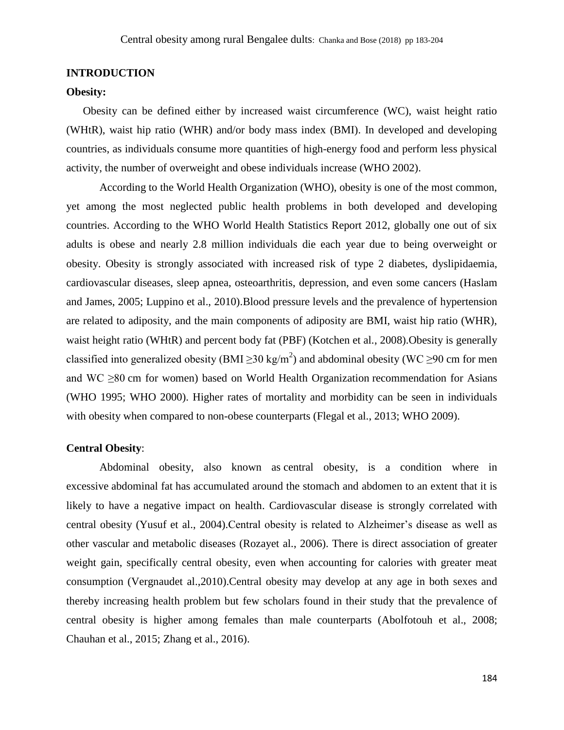## INTRODUCTION

### Obesity:

Obesity can be defined either by increased waist circumference (WC), waist height ratio (WHtR), waist hip ratio (WHR) and/or body mass index (BMI). In developed and developing countries, as individuals consume more quantities of high-energy food and perform less physical activity, the number of overweight and obese individuals increase (WHO 2002).

According to the World Health Organization (WHO), obesity is one of the most common, yet among the most neglected public health problems in both developed and developing countries. According to the WHO World Health Statistics Report 2012, globally one out of six adults is obese and nearly 2.8 million individuals die each year due to being overweight or obesity. Obesity is strongly associated with increased risk of type 2 diabetes, dyslipidaemia, cardiovascular diseases, sleep apnea, osteoarthritis, depression, and even some cancers (Haslam and James, 2005; Luppino et al., 2010).Blood pressure levels and the prevalence of hypertension are related to adiposity, and the main components of adiposity are BMI, waist hip ratio (WHR), waist height ratio (WHtR) and percent body fat (PBF) (Kotchen et al., 2008).Obesity is generally classified into generalized obesity (BMI $\geq 30$ kg/m$^2$) and abdominal obesity (WC $\geq 90$ cm for men and WC $\geq 80$ cm for women) based on World Health Organization recommendation for Asians (WHO 1995; WHO 2000). Higher rates of mortality and morbidity can be seen in individuals with obesity when compared to non-obese counterparts (Flegal et al., 2013; WHO 2009).

### Central Obesity:

Abdominal obesity, also known as central obesity, is a condition where in excessive abdominal fat has accumulated around the stomach and abdomen to an extent that it is likely to have a negative impact on health. Cardiovascular disease is strongly correlated with central obesity (Yusuf et al., 2004).Central obesity is related to Alzheimer's disease as well as other vascular and metabolic diseases (Rozayet al., 2006). There is direct association of greater weight gain, specifically central obesity, even when accounting for calories with greater meat consumption (Vergnaudet al.,2010).Central obesity may develop at any age in both sexes and thereby increasing health problem but few scholars found in their study that the prevalence of central obesity is higher among females than male counterparts (Abolfotouh et al., 2008; Chauhan et al., 2015; Zhang et al., 2016).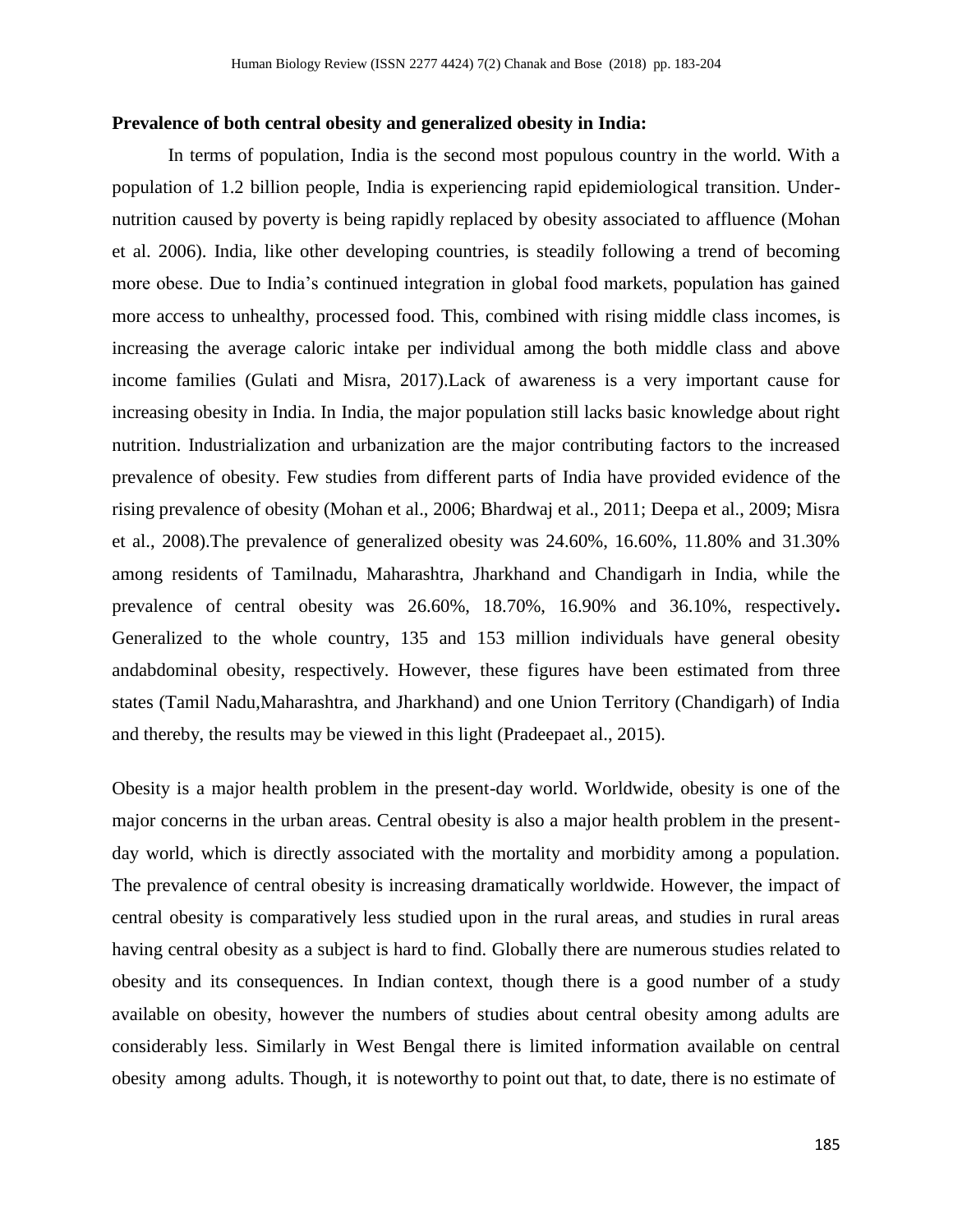**Prevalence of both central obesity and generalized obesity in India:**

In terms of population, India is the second most populous country in the world. With a population of 1.2 billion people, India is experiencing rapid epidemiological transition. Under-nutrition caused by poverty is being rapidly replaced by obesity associated to affluence (Mohan et al. 2006). India, like other developing countries, is steadily following a trend of becoming more obese. Due to India's continued integration in global food markets, population has gained more access to unhealthy, processed food. This, combined with rising middle class incomes, is increasing the average caloric intake per individual among the both middle class and above income families (Gulati and Misra, 2017).Lack of awareness is a very important cause for increasing obesity in India. In India, the major population still lacks basic knowledge about right nutrition. Industrialization and urbanization are the major contributing factors to the increased prevalence of obesity. Few studies from different parts of India have provided evidence of the rising prevalence of obesity (Mohan et al., 2006; Bhardwaj et al., 2011; Deepa et al., 2009; Misra et al., 2008).The prevalence of generalized obesity was 24.60%, 16.60%, 11.80% and 31.30% among residents of Tamilnadu, Maharashtra, Jharkhand and Chandigarh in India, while the prevalence of central obesity was 26.60%, 18.70%, 16.90% and 36.10%, respectively**.** Generalized to the whole country, 135 and 153 million individuals have general obesity andabdominal obesity, respectively. However, these figures have been estimated from three states (Tamil Nadu,Maharashtra, and Jharkhand) and one Union Territory (Chandigarh) of India and thereby, the results may be viewed in this light (Pradeepaet al., 2015).

Obesity is a major health problem in the present-day world. Worldwide, obesity is one of the major concerns in the urban areas. Central obesity is also a major health problem in the present-day world, which is directly associated with the mortality and morbidity among a population. The prevalence of central obesity is increasing dramatically worldwide. However, the impact of central obesity is comparatively less studied upon in the rural areas, and studies in rural areas having central obesity as a subject is hard to find. Globally there are numerous studies related to obesity and its consequences. In Indian context, though there is a good number of a study available on obesity, however the numbers of studies about central obesity among adults are considerably less. Similarly in West Bengal there is limited information available on central obesity among adults. Though, it is noteworthy to point out that, to date, there is no estimate of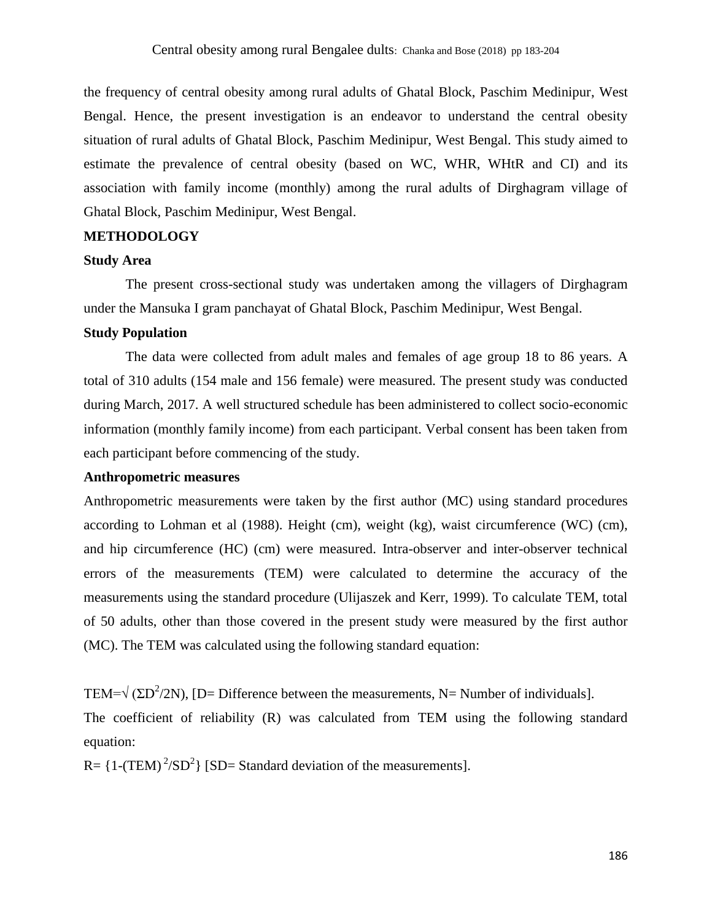the frequency of central obesity among rural adults of Ghatal Block, Paschim Medinipur, West Bengal. Hence, the present investigation is an endeavor to understand the central obesity situation of rural adults of Ghatal Block, Paschim Medinipur, West Bengal. This study aimed to estimate the prevalence of central obesity (based on WC, WHR, WHtR and CI) and its association with family income (monthly) among the rural adults of Dirghagram village of Ghatal Block, Paschim Medinipur, West Bengal.

## METHODOLOGY

### Study Area

The present cross-sectional study was undertaken among the villagers of Dirghagram under the Mansuka I gram panchayat of Ghatal Block, Paschim Medinipur, West Bengal.

### Study Population

The data were collected from adult males and females of age group 18 to 86 years. A total of 310 adults (154 male and 156 female) were measured. The present study was conducted during March, 2017. A well structured schedule has been administered to collect socio-economic information (monthly family income) from each participant. Verbal consent has been taken from each participant before commencing of the study.

### Anthropometric measures

Anthropometric measurements were taken by the first author (MC) using standard procedures according to Lohman et al (1988). Height (cm), weight (kg), waist circumference (WC) (cm), and hip circumference (HC) (cm) were measured. Intra-observer and inter-observer technical errors of the measurements (TEM) were calculated to determine the accuracy of the measurements using the standard procedure (Ulijaszek and Kerr, 1999). To calculate TEM, total of 50 adults, other than those covered in the present study were measured by the first author (MC). The TEM was calculated using the following standard equation:

$\text{TEM}=\sqrt{(\Sigma D^2/2N)}$, [D= Difference between the measurements, N= Number of individuals].

The coefficient of reliability (R) was calculated from TEM using the following standard equation:

$R= \{1-(\text{TEM})^2/SD^2\}$ [SD= Standard deviation of the measurements].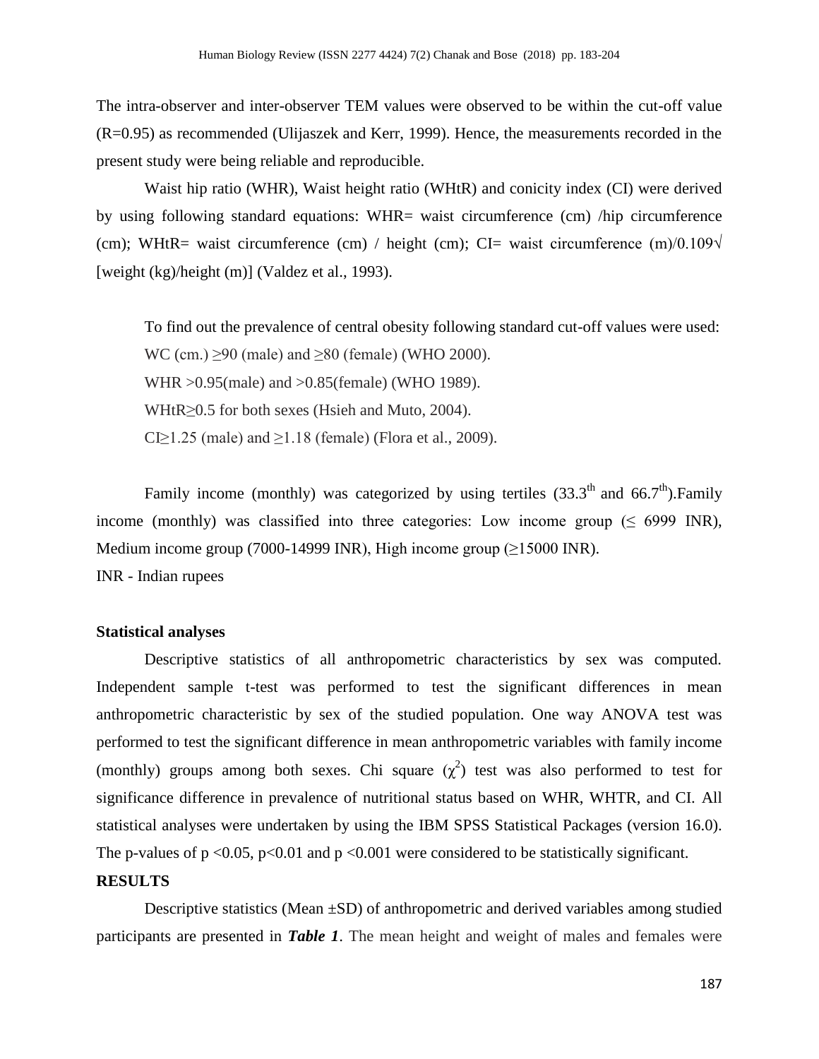The intra-observer and inter-observer TEM values were observed to be within the cut-off value (R=0.95) as recommended (Ulijaszek and Kerr, 1999). Hence, the measurements recorded in the present study were being reliable and reproducible.

Waist hip ratio (WHR), Waist height ratio (WHtR) and conicity index (CI) were derived by using following standard equations: WHR= waist circumference (cm) /hip circumference (cm); WHtR= waist circumference (cm) / height (cm); CI= waist circumference (m)/0.109√ [weight (kg)/height (m)] (Valdez et al., 1993).

To find out the prevalence of central obesity following standard cut-off values were used:

WC (cm.) ≥90 (male) and ≥80 (female) (WHO 2000).

WHR >0.95(male) and >0.85(female) (WHO 1989).

WHtR≥0.5 for both sexes (Hsieh and Muto, 2004).

CI≥1.25 (male) and ≥1.18 (female) (Flora et al., 2009).

Family income (monthly) was categorized by using tertiles (33.3$^{th}$ and 66.7$^{th}$).Family income (monthly) was classified into three categories: Low income group (≤ 6999 INR), Medium income group (7000-14999 INR), High income group (≥15000 INR).

INR - Indian rupees

### Statistical analyses

Descriptive statistics of all anthropometric characteristics by sex was computed. Independent sample t-test was performed to test the significant differences in mean anthropometric characteristic by sex of the studied population. One way ANOVA test was performed to test the significant difference in mean anthropometric variables with family income (monthly) groups among both sexes. Chi square ($\chi^2$) test was also performed to test for significance difference in prevalence of nutritional status based on WHR, WHTR, and CI. All statistical analyses were undertaken by using the IBM SPSS Statistical Packages (version 16.0). The p-values of $p < 0.05$, $p < 0.01$ and $p < 0.001$ were considered to be statistically significant.

## RESULTS

Descriptive statistics (Mean ±SD) of anthropometric and derived variables among studied participants are presented in ***Table 1***. The mean height and weight of males and females were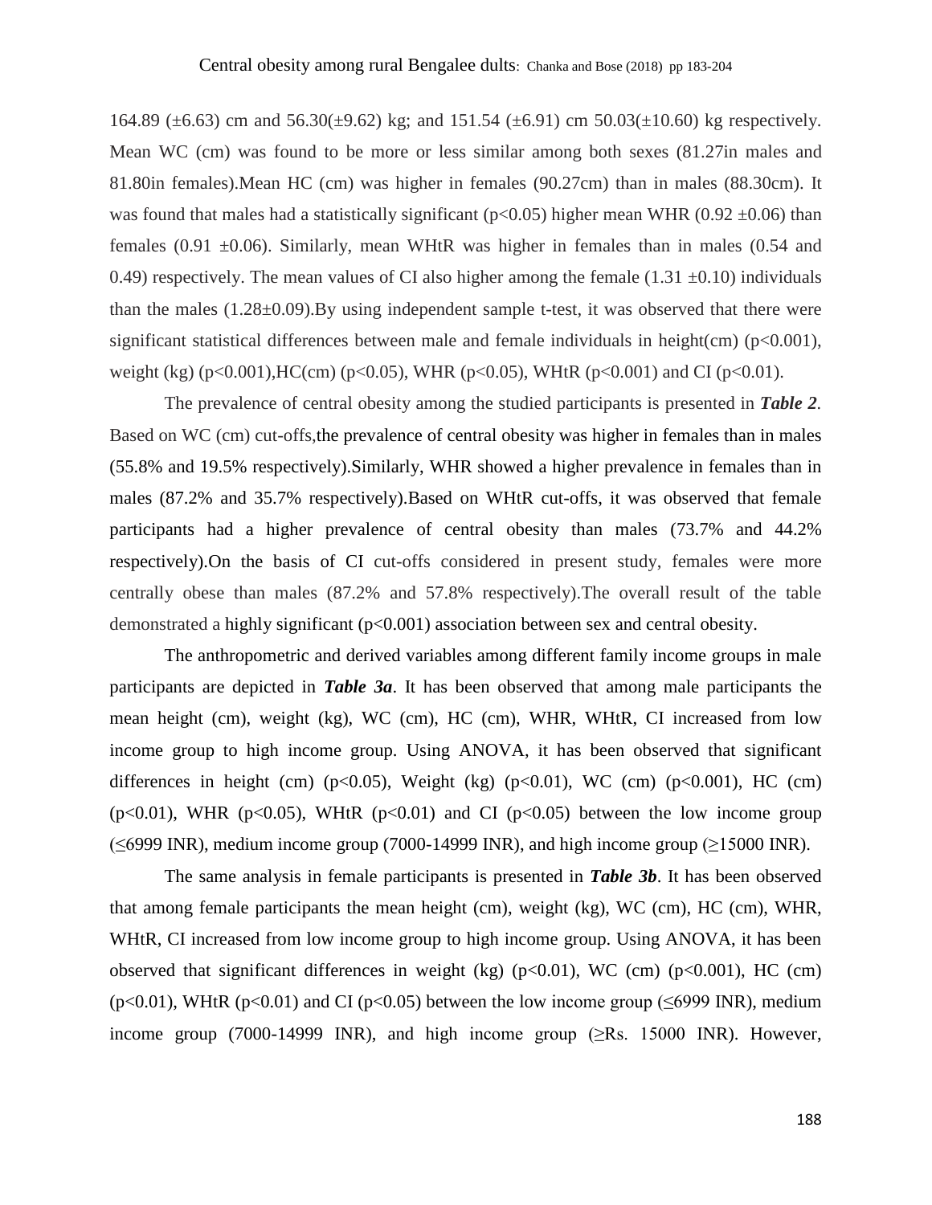164.89 (±6.63) cm and 56.30(±9.62) kg; and 151.54 (±6.91) cm 50.03(±10.60) kg respectively. Mean WC (cm) was found to be more or less similar among both sexes (81.27in males and 81.80in females).Mean HC (cm) was higher in females (90.27cm) than in males (88.30cm). It was found that males had a statistically significant ($p<0.05$) higher mean WHR (0.92 ±0.06) than females (0.91 ±0.06). Similarly, mean WHtR was higher in females than in males (0.54 and 0.49) respectively. The mean values of CI also higher among the female (1.31 ±0.10) individuals than the males (1.28±0.09).By using independent sample t-test, it was observed that there were significant statistical differences between male and female individuals in height(cm) ($p<0.001$), weight (kg) ($p<0.001$),HC(cm) ($p<0.05$), WHR ($p<0.05$), WHtR ($p<0.001$) and CI ($p<0.01$).

The prevalence of central obesity among the studied participants is presented in ***Table 2***. Based on WC (cm) cut-offs,the prevalence of central obesity was higher in females than in males (55.8% and 19.5% respectively).Similarly, WHR showed a higher prevalence in females than in males (87.2% and 35.7% respectively).Based on WHtR cut-offs, it was observed that female participants had a higher prevalence of central obesity than males (73.7% and 44.2% respectively).On the basis of CI cut-offs considered in present study, females were more centrally obese than males (87.2% and 57.8% respectively).The overall result of the table demonstrated a highly significant ($p<0.001$) association between sex and central obesity.

The anthropometric and derived variables among different family income groups in male participants are depicted in ***Table 3a***. It has been observed that among male participants the mean height (cm), weight (kg), WC (cm), HC (cm), WHR, WHtR, CI increased from low income group to high income group. Using ANOVA, it has been observed that significant differences in height (cm) ($p<0.05$), Weight (kg) ($p<0.01$), WC (cm) ($p<0.001$), HC (cm) ($p<0.01$), WHR ($p<0.05$), WHtR ($p<0.01$) and CI ($p<0.05$) between the low income group (≤6999 INR), medium income group (7000-14999 INR), and high income group (≥15000 INR).

The same analysis in female participants is presented in ***Table 3b***. It has been observed that among female participants the mean height (cm), weight (kg), WC (cm), HC (cm), WHR, WHtR, CI increased from low income group to high income group. Using ANOVA, it has been observed that significant differences in weight (kg) ($p<0.01$), WC (cm) ($p<0.001$), HC (cm) ($p<0.01$), WHtR ($p<0.01$) and CI ($p<0.05$) between the low income group (≤6999 INR), medium income group (7000-14999 INR), and high income group (≥Rs. 15000 INR). However,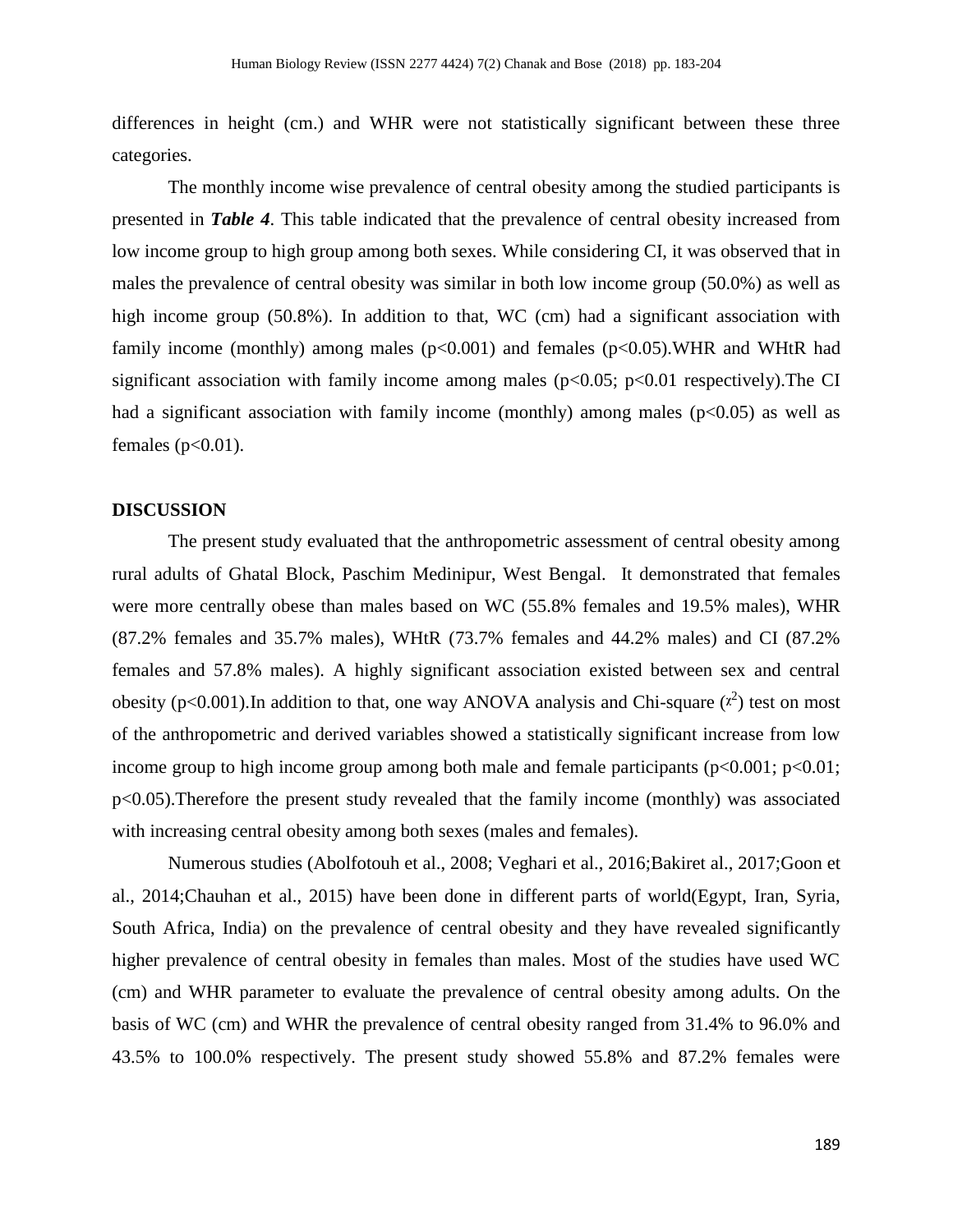differences in height (cm.) and WHR were not statistically significant between these three categories.

The monthly income wise prevalence of central obesity among the studied participants is presented in ***Table 4***. This table indicated that the prevalence of central obesity increased from low income group to high group among both sexes. While considering CI, it was observed that in males the prevalence of central obesity was similar in both low income group (50.0%) as well as high income group (50.8%). In addition to that, WC (cm) had a significant association with family income (monthly) among males ($p<0.001$) and females ($p<0.05$).WHR and WHtR had significant association with family income among males ($p<0.05$; $p<0.01$ respectively).The CI had a significant association with family income (monthly) among males ($p<0.05$) as well as females ($p<0.01$).

## DISCUSSION

The present study evaluated that the anthropometric assessment of central obesity among rural adults of Ghatal Block, Paschim Medinipur, West Bengal. It demonstrated that females were more centrally obese than males based on WC (55.8% females and 19.5% males), WHR (87.2% females and 35.7% males), WHtR (73.7% females and 44.2% males) and CI (87.2% females and 57.8% males). A highly significant association existed between sex and central obesity ($p<0.001$).In addition to that, one way ANOVA analysis and Chi-square ($\chi^2$) test on most of the anthropometric and derived variables showed a statistically significant increase from low income group to high income group among both male and female participants ($p<0.001$; $p<0.01$; $p<0.05$).Therefore the present study revealed that the family income (monthly) was associated with increasing central obesity among both sexes (males and females).

Numerous studies (Abolfotouh et al., 2008; Veghari et al., 2016;Bakiret al., 2017;Goon et al., 2014;Chauhan et al., 2015) have been done in different parts of world(Egypt, Iran, Syria, South Africa, India) on the prevalence of central obesity and they have revealed significantly higher prevalence of central obesity in females than males. Most of the studies have used WC (cm) and WHR parameter to evaluate the prevalence of central obesity among adults. On the basis of WC (cm) and WHR the prevalence of central obesity ranged from 31.4% to 96.0% and 43.5% to 100.0% respectively. The present study showed 55.8% and 87.2% females were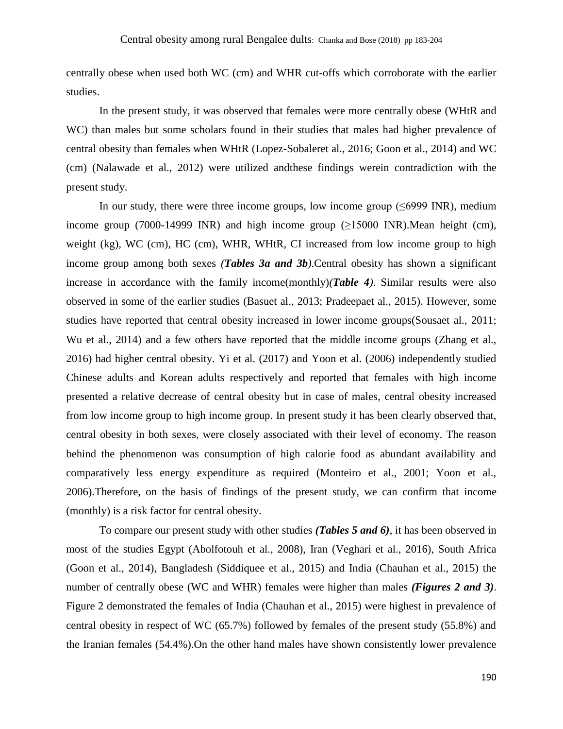centrally obese when used both WC (cm) and WHR cut-offs which corroborate with the earlier studies.

In the present study, it was observed that females were more centrally obese (WHtR and WC) than males but some scholars found in their studies that males had higher prevalence of central obesity than females when WHtR (Lopez-Sobaleret al., 2016; Goon et al., 2014) and WC (cm) (Nalawade et al., 2012) were utilized andthese findings werein contradiction with the present study.

In our study, there were three income groups, low income group (≤6999 INR), medium income group (7000-14999 INR) and high income group (≥15000 INR).Mean height (cm), weight (kg), WC (cm), HC (cm), WHR, WHtR, CI increased from low income group to high income group among both sexes *(**Tables 3a and 3b**)*.Central obesity has shown a significant increase in accordance with the family income(monthly)*(**Table 4**)*. Similar results were also observed in some of the earlier studies (Basuet al., 2013; Pradeepaet al., 2015). However, some studies have reported that central obesity increased in lower income groups(Sousaet al., 2011; Wu et al., 2014) and a few others have reported that the middle income groups (Zhang et al., 2016) had higher central obesity. Yi et al. (2017) and Yoon et al. (2006) independently studied Chinese adults and Korean adults respectively and reported that females with high income presented a relative decrease of central obesity but in case of males, central obesity increased from low income group to high income group. In present study it has been clearly observed that, central obesity in both sexes, were closely associated with their level of economy. The reason behind the phenomenon was consumption of high calorie food as abundant availability and comparatively less energy expenditure as required (Monteiro et al., 2001; Yoon et al., 2006).Therefore, on the basis of findings of the present study, we can confirm that income (monthly) is a risk factor for central obesity.

To compare our present study with other studies ***(Tables 5 and 6)***, it has been observed in most of the studies Egypt (Abolfotouh et al., 2008), Iran (Veghari et al., 2016), South Africa (Goon et al., 2014), Bangladesh (Siddiquee et al., 2015) and India (Chauhan et al., 2015) the number of centrally obese (WC and WHR) females were higher than males ***(Figures 2 and 3)***. Figure 2 demonstrated the females of India (Chauhan et al., 2015) were highest in prevalence of central obesity in respect of WC (65.7%) followed by females of the present study (55.8%) and the Iranian females (54.4%).On the other hand males have shown consistently lower prevalence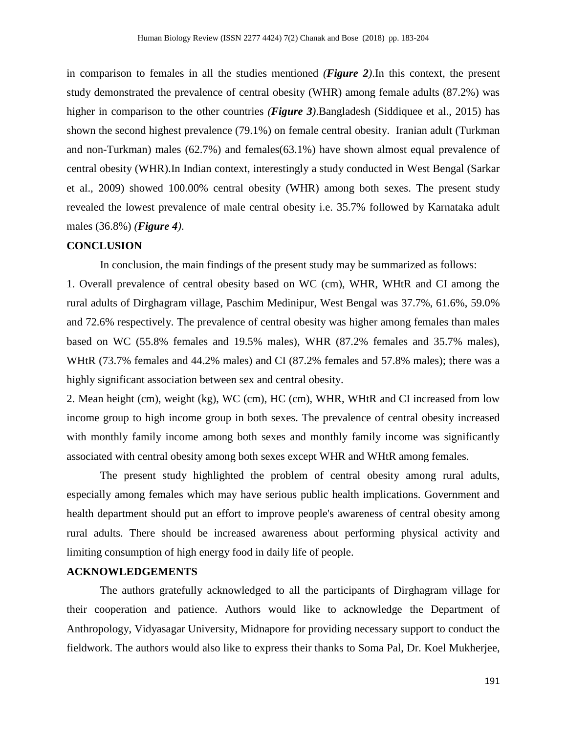in comparison to females in all the studies mentioned *(**Figure 2**)*.In this context, the present study demonstrated the prevalence of central obesity (WHR) among female adults (87.2%) was higher in comparison to the other countries *(**Figure 3**)*.Bangladesh (Siddiquee et al., 2015) has shown the second highest prevalence (79.1%) on female central obesity. Iranian adult (Turkman and non-Turkman) males (62.7%) and females(63.1%) have shown almost equal prevalence of central obesity (WHR).In Indian context, interestingly a study conducted in West Bengal (Sarkar et al., 2009) showed 100.00% central obesity (WHR) among both sexes. The present study revealed the lowest prevalence of male central obesity i.e. 35.7% followed by Karnataka adult males (36.8%) *(**Figure 4**)*.

## CONCLUSION

In conclusion, the main findings of the present study may be summarized as follows:

1. Overall prevalence of central obesity based on WC (cm), WHR, WHtR and CI among the rural adults of Dirghagram village, Paschim Medinipur, West Bengal was 37.7%, 61.6%, 59.0% and 72.6% respectively. The prevalence of central obesity was higher among females than males based on WC (55.8% females and 19.5% males), WHR (87.2% females and 35.7% males), WHtR (73.7% females and 44.2% males) and CI (87.2% females and 57.8% males); there was a highly significant association between sex and central obesity.
2. Mean height (cm), weight (kg), WC (cm), HC (cm), WHR, WHtR and CI increased from low income group to high income group in both sexes. The prevalence of central obesity increased with monthly family income among both sexes and monthly family income was significantly associated with central obesity among both sexes except WHR and WHtR among females.

The present study highlighted the problem of central obesity among rural adults, especially among females which may have serious public health implications. Government and health department should put an effort to improve people's awareness of central obesity among rural adults. There should be increased awareness about performing physical activity and limiting consumption of high energy food in daily life of people.

## ACKNOWLEDGEMENTS

The authors gratefully acknowledged to all the participants of Dirghagram village for their cooperation and patience. Authors would like to acknowledge the Department of Anthropology, Vidyasagar University, Midnapore for providing necessary support to conduct the fieldwork. The authors would also like to express their thanks to Soma Pal, Dr. Koel Mukherjee,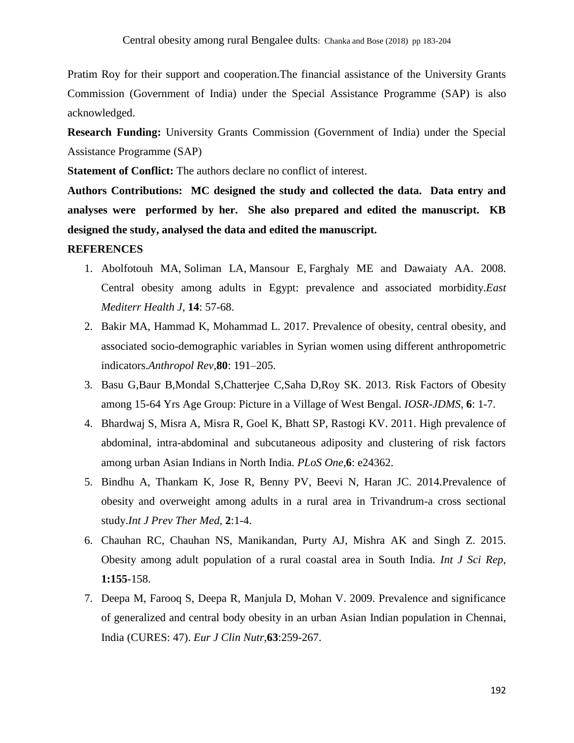Pratim Roy for their support and cooperation.The financial assistance of the University Grants Commission (Government of India) under the Special Assistance Programme (SAP) is also acknowledged.

**Research Funding:** University Grants Commission (Government of India) under the Special Assistance Programme (SAP)

**Statement of Conflict:** The authors declare no conflict of interest.

**Authors Contributions: MC designed the study and collected the data. Data entry and analyses were performed by her. She also prepared and edited the manuscript. KB designed the study, analysed the data and edited the manuscript.**

**REFERENCES**

1. Abolfotouh MA, Soliman LA, Mansour E, Farghaly ME and Dawaiaty AA. 2008. Central obesity among adults in Egypt: prevalence and associated morbidity.*East Mediterr Health J*, **14**: 57-68.
2. Bakir MA, Hammad K, Mohammad L. 2017. Prevalence of obesity, central obesity, and associated socio-demographic variables in Syrian women using different anthropometric indicators.*Anthropol Rev*,**80**: 191–205.
3. Basu G,Baur B,Mondal S,Chatterjee C,Saha D,Roy SK. 2013. Risk Factors of Obesity among 15-64 Yrs Age Group: Picture in a Village of West Bengal. *IOSR-JDMS*, **6**: 1-7.
4. Bhardwaj S, Misra A, Misra R, Goel K, Bhatt SP, Rastogi KV. 2011. High prevalence of abdominal, intra-abdominal and subcutaneous adiposity and clustering of risk factors among urban Asian Indians in North India. *PLoS One*,**6**: e24362.
5. Bindhu A, Thankam K, Jose R, Benny PV, Beevi N, Haran JC. 2014.Prevalence of obesity and overweight among adults in a rural area in Trivandrum-a cross sectional study.*Int J Prev Ther Med*, **2**:1-4.
6. Chauhan RC, Chauhan NS, Manikandan, Purty AJ, Mishra AK and Singh Z. 2015. Obesity among adult population of a rural coastal area in South India. *Int J Sci Rep*, **1:155**-158.
7. Deepa M, Farooq S, Deepa R, Manjula D, Mohan V. 2009. Prevalence and significance of generalized and central body obesity in an urban Asian Indian population in Chennai, India (CURES: 47). *Eur J Clin Nutr*,**63**:259-267.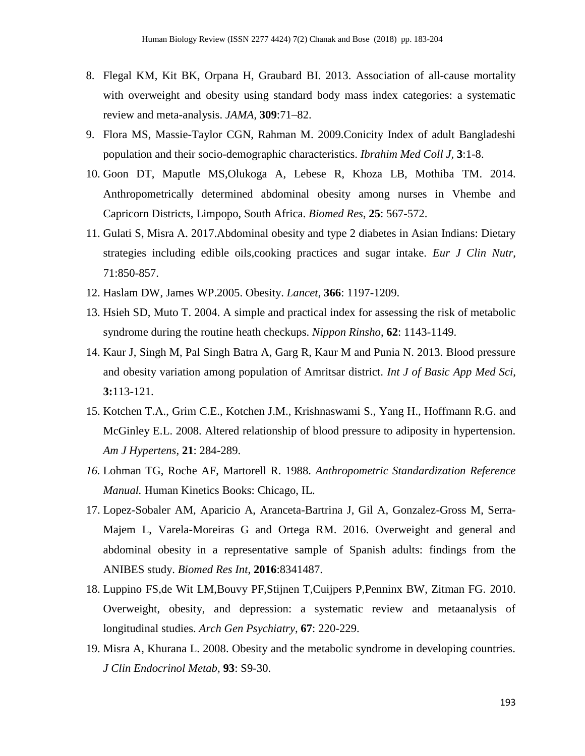8. Flegal KM, Kit BK, Orpana H, Graubard BI. 2013. Association of all-cause mortality with overweight and obesity using standard body mass index categories: a systematic review and meta-analysis. *JAMA*, **309**:71–82.
9. Flora MS, Massie-Taylor CGN, Rahman M. 2009.Conicity Index of adult Bangladeshi population and their socio-demographic characteristics. *Ibrahim Med Coll J*, **3**:1-8.
10. Goon DT, Maputle MS,Olukoga A, Lebese R, Khoza LB, Mothiba TM. 2014. Anthropometrically determined abdominal obesity among nurses in Vhembe and Capricorn Districts, Limpopo, South Africa. *Biomed Res*, **25**: 567-572.
11. Gulati S, Misra A. 2017.Abdominal obesity and type 2 diabetes in Asian Indians: Dietary strategies including edible oils,cooking practices and sugar intake. *Eur J Clin Nutr*, 71:850-857.
12. Haslam DW, James WP.2005. Obesity. *Lancet*, **366**: 1197-1209.
13. Hsieh SD, Muto T. 2004. A simple and practical index for assessing the risk of metabolic syndrome during the routine heath checkups. *Nippon Rinsho*, **62**: 1143-1149.
14. Kaur J, Singh M, Pal Singh Batra A, Garg R, Kaur M and Punia N. 2013. Blood pressure and obesity variation among population of Amritsar district. *Int J of Basic App Med Sci*, **3:**113-121.
15. Kotchen T.A., Grim C.E., Kotchen J.M., Krishnaswami S., Yang H., Hoffmann R.G. and McGinley E.L. 2008. Altered relationship of blood pressure to adiposity in hypertension. *Am J Hypertens*, **21**: 284-289.
16. Lohman TG, Roche AF, Martorell R. 1988. *Anthropometric Standardization Reference Manual.* Human Kinetics Books: Chicago, IL.
17. Lopez-Sobaler AM, Aparicio A, Aranceta-Bartrina J, Gil A, Gonzalez-Gross M, Serra-Majem L, Varela-Moreiras G and Ortega RM. 2016. Overweight and general and abdominal obesity in a representative sample of Spanish adults: findings from the ANIBES study. *Biomed Res Int*, **2016**:8341487.
18. Luppino FS,de Wit LM,Bouvy PF,Stijnen T,Cuijpers P,Penninx BW, Zitman FG. 2010. Overweight, obesity, and depression: a systematic review and metaanalysis of longitudinal studies. *Arch Gen Psychiatry*, **67**: 220-229.
19. Misra A, Khurana L. 2008. Obesity and the metabolic syndrome in developing countries. *J Clin Endocrinol Metab*, **93**: S9-30.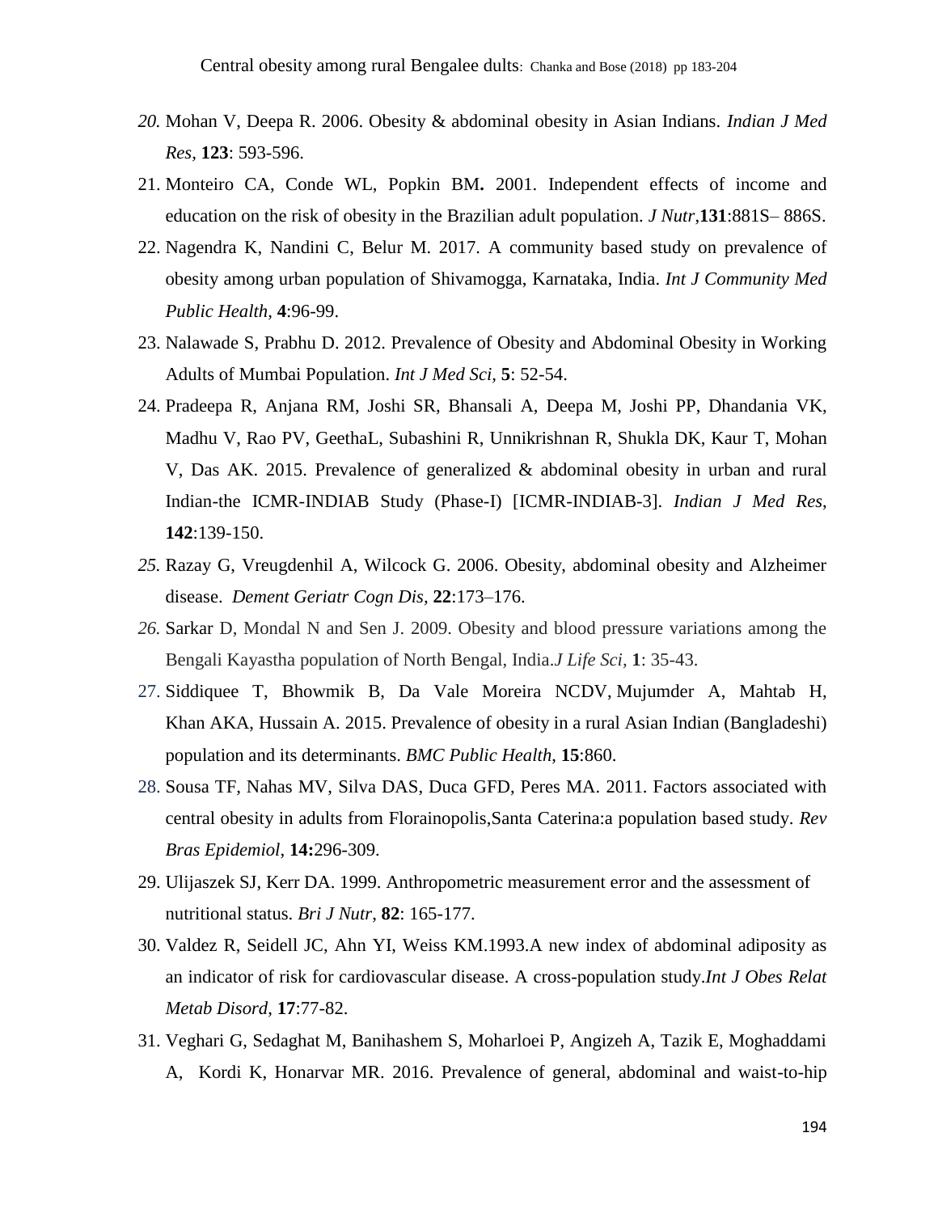20. Mohan V, Deepa R. 2006. Obesity & abdominal obesity in Asian Indians. *Indian J Med Res*, **123**: 593-596.
21. Monteiro CA, Conde WL, Popkin BM**.** 2001. Independent effects of income and education on the risk of obesity in the Brazilian adult population. *J Nutr*,**131**:881S– 886S.
22. Nagendra K, Nandini C, Belur M. 2017. A community based study on prevalence of obesity among urban population of Shivamogga, Karnataka, India. *Int J Community Med Public Health*, **4**:96-99.
23. Nalawade S, Prabhu D. 2012. Prevalence of Obesity and Abdominal Obesity in Working Adults of Mumbai Population. *Int J Med Sci*, **5**: 52-54.
24. Pradeepa R, Anjana RM, Joshi SR, Bhansali A, Deepa M, Joshi PP, Dhandania VK, Madhu V, Rao PV, GeethaL, Subashini R, Unnikrishnan R, Shukla DK, Kaur T, Mohan V, Das AK. 2015. Prevalence of generalized & abdominal obesity in urban and rural Indian-the ICMR-INDIAB Study (Phase-I) [ICMR-INDIAB-3]. *Indian J Med Res*, **142**:139-150.
25. Razay G, Vreugdenhil A, Wilcock G. 2006. Obesity, abdominal obesity and Alzheimer disease. *Dement Geriatr Cogn Dis*, **22**:173–176.
26. Sarkar D, Mondal N and Sen J. 2009. Obesity and blood pressure variations among the Bengali Kayastha population of North Bengal, India.*J Life Sci*, **1**: 35-43.
27. Siddiquee T, Bhowmik B, Da Vale Moreira NCDV, Mujumder A, Mahtab H, Khan AKA, Hussain A. 2015. Prevalence of obesity in a rural Asian Indian (Bangladeshi) population and its determinants. *BMC Public Health*, **15**:860.
28. Sousa TF, Nahas MV, Silva DAS, Duca GFD, Peres MA. 2011. Factors associated with central obesity in adults from Florainopolis,Santa Caterina:a population based study. *Rev Bras Epidemiol*, **14:**296-309.
29. Ulijaszek SJ, Kerr DA. 1999. Anthropometric measurement error and the assessment of nutritional status. *Bri J Nutr*, **82**: 165-177.
30. Valdez R, Seidell JC, Ahn YI, Weiss KM.1993.A new index of abdominal adiposity as an indicator of risk for cardiovascular disease. A cross-population study.*Int J Obes Relat Metab Disord*, **17**:77-82.
31. Veghari G, Sedaghat M, Banihashem S, Moharloei P, Angizeh A, Tazik E, Moghaddami A, Kordi K, Honarvar MR. 2016. Prevalence of general, abdominal and waist-to-hip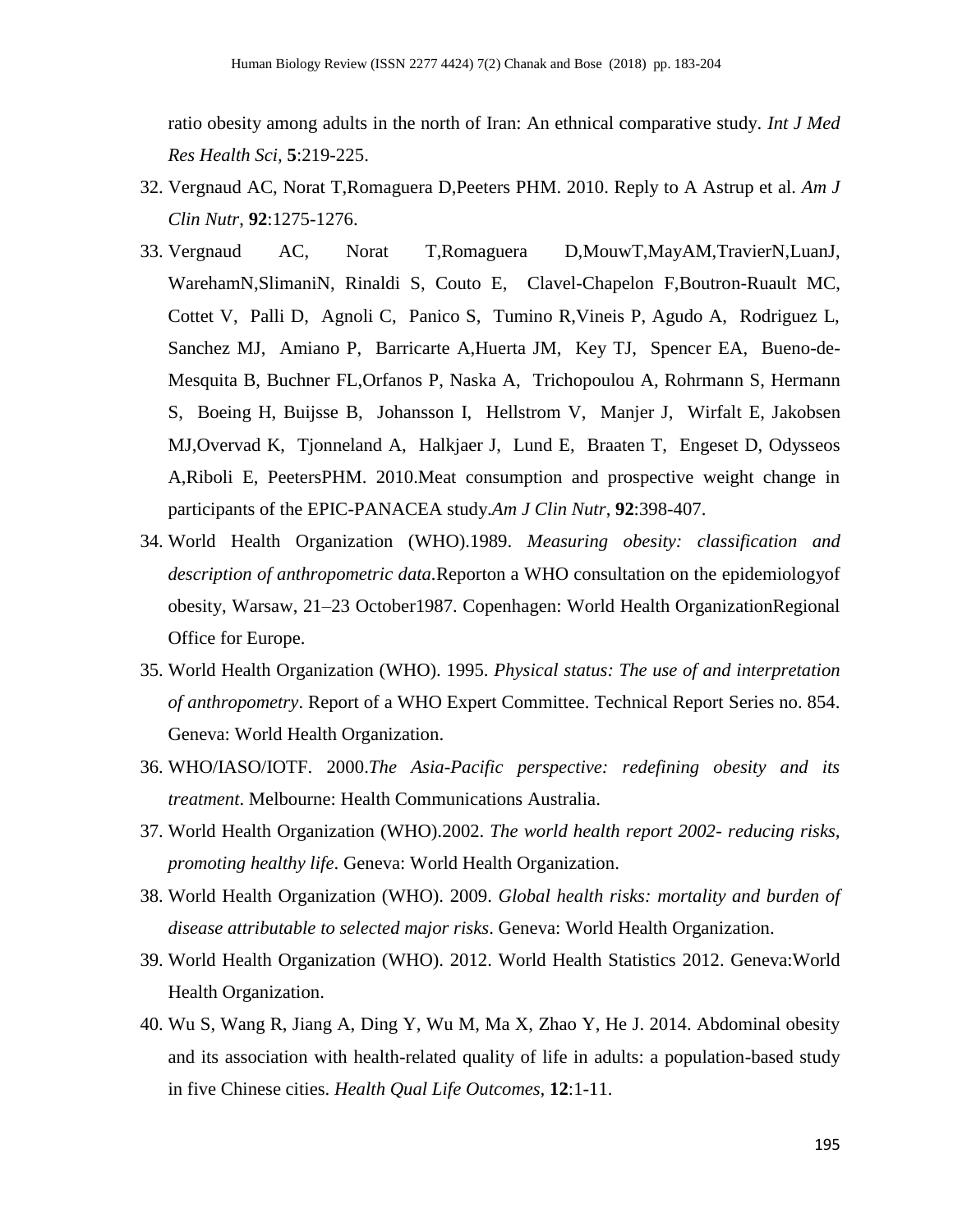ratio obesity among adults in the north of Iran: An ethnical comparative study. *Int J Med Res Health Sci,* **5**:219-225.

32. Vergnaud AC, Norat T,Romaguera D,Peeters PHM. 2010. Reply to A Astrup et al. *Am J Clin Nutr*, **92**:1275-1276.
33. Vergnaud AC, Norat T,Romaguera D,MouwT,MayAM,TravierN,LuanJ, WarehamN,SlimaniN, Rinaldi S, Couto E, Clavel-Chapelon F,Boutron-Ruault MC, Cottet V, Palli D, Agnoli C, Panico S, Tumino R,Vineis P, Agudo A, Rodriguez L, Sanchez MJ, Amiano P, Barricarte A,Huerta JM, Key TJ, Spencer EA, Bueno-de-Mesquita B, Buchner FL,Orfanos P, Naska A, Trichopoulou A, Rohrmann S, Hermann S, Boeing H, Buijsse B, Johansson I, Hellstrom V, Manjer J, Wirfalt E, Jakobsen MJ,Overvad K, Tjonneland A, Halkjaer J, Lund E, Braaten T, Engeset D, Odysseos A,Riboli E, PeetersPHM. 2010.Meat consumption and prospective weight change in participants of the EPIC-PANACEA study.*Am J Clin Nutr*, **92**:398-407.
34. World Health Organization (WHO).1989. *Measuring obesity: classification and description of anthropometric data*.Reporton a WHO consultation on the epidemiologyof obesity, Warsaw, 21–23 October1987. Copenhagen: World Health OrganizationRegional Office for Europe.
35. World Health Organization (WHO). 1995. *Physical status: The use of and interpretation of anthropometry*. Report of a WHO Expert Committee. Technical Report Series no. 854. Geneva: World Health Organization.
36. WHO/IASO/IOTF. 2000.*The Asia-Pacific perspective: redefining obesity and its treatment*. Melbourne: Health Communications Australia.
37. World Health Organization (WHO).2002. *The world health report 2002- reducing risks, promoting healthy life*. Geneva: World Health Organization.
38. World Health Organization (WHO). 2009. *Global health risks: mortality and burden of disease attributable to selected major risks*. Geneva: World Health Organization.
39. World Health Organization (WHO). 2012. World Health Statistics 2012. Geneva:World Health Organization.
40. Wu S, Wang R, Jiang A, Ding Y, Wu M, Ma X, Zhao Y, He J. 2014. Abdominal obesity and its association with health-related quality of life in adults: a population-based study in five Chinese cities. *Health Qual Life Outcomes*, **12**:1-11.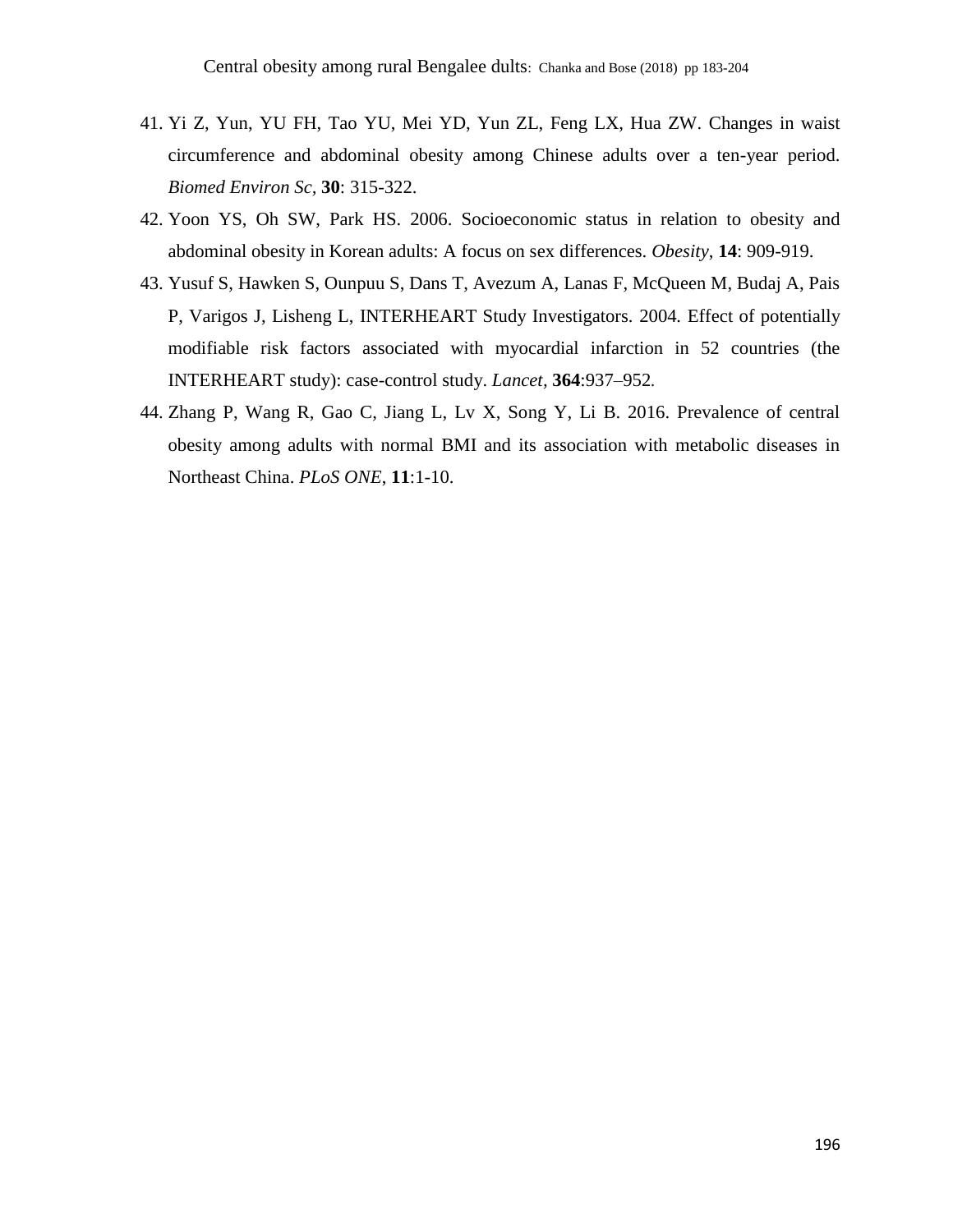41. Yi Z, Yun, YU FH, Tao YU, Mei YD, Yun ZL, Feng LX, Hua ZW. Changes in waist circumference and abdominal obesity among Chinese adults over a ten-year period. *Biomed Environ Sc*, **30**: 315-322.
42. Yoon YS, Oh SW, Park HS. 2006. Socioeconomic status in relation to obesity and abdominal obesity in Korean adults: A focus on sex differences. *Obesity*, **14**: 909-919.
43. Yusuf S, Hawken S, Ounpuu S, Dans T, Avezum A, Lanas F, McQueen M, Budaj A, Pais P, Varigos J, Lisheng L, INTERHEART Study Investigators. 2004. Effect of potentially modifiable risk factors associated with myocardial infarction in 52 countries (the INTERHEART study): case-control study. *Lancet*, **364**:937–952.
44. Zhang P, Wang R, Gao C, Jiang L, Lv X, Song Y, Li B. 2016. Prevalence of central obesity among adults with normal BMI and its association with metabolic diseases in Northeast China. *PLoS ONE*, **11**:1-10.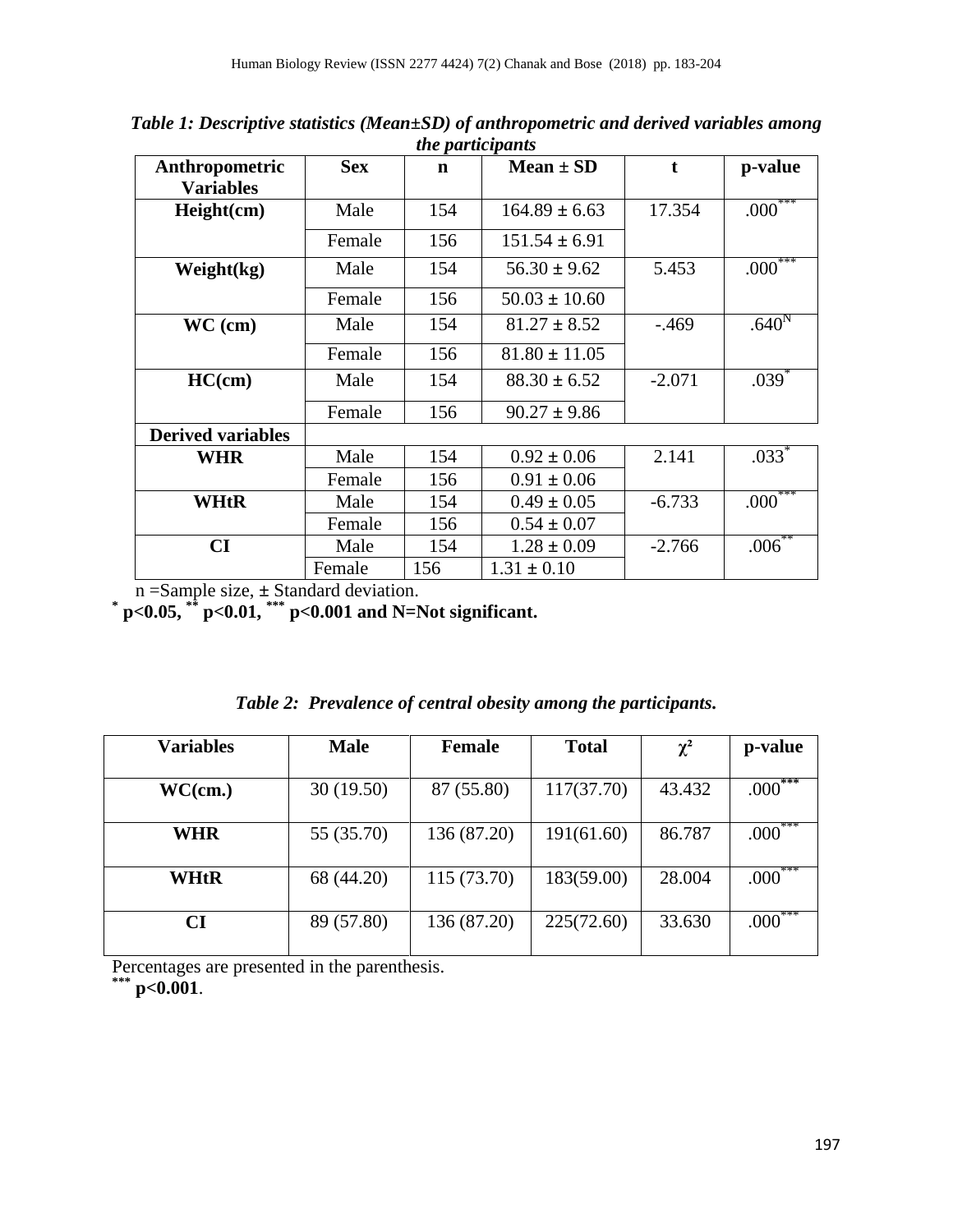***Table 1: Descriptive statistics (Mean±SD) of anthropometric and derived variables among the participants***

| Anthropometric Variables | Sex | n | Mean ± SD | t | p-value |
|---|---|---|---|---|---|
| **Height(cm)** | Male | 154 | 164.89 ± 6.63 | 17.354 | .000*** |
| | Female | 156 | 151.54 ± 6.91 | | |
| **Weight(kg)** | Male | 154 | 56.30 ± 9.62 | 5.453 | .000*** |
| | Female | 156 | 50.03 ± 10.60 | | |
| **WC (cm)** | Male | 154 | 81.27 ± 8.52 | -.469 | .640N |
| | Female | 156 | 81.80 ± 11.05 | | |
| **HC(cm)** | Male | 154 | 88.30 ± 6.52 | -2.071 | .039* |
| | Female | 156 | 90.27 ± 9.86 | | |
| **Derived variables** | | | | | |
| **WHR** | Male | 154 | 0.92 ± 0.06 | 2.141 | .033* |
| | Female | 156 | 0.91 ± 0.06 | | |
| **WHtR** | Male | 154 | 0.49 ± 0.05 | -6.733 | .000*** |
| | Female | 156 | 0.54 ± 0.07 | | |
| **CI** | Male | 154 | 1.28 ± 0.09 | -2.766 | .006** |
| | Female | 156 | 1.31 ± 0.10 | | |

n =Sample size, ± Standard deviation.
**\* p<0.05, \*\* p<0.01, \*\*\* p<0.001 and N=Not significant.**

***Table 2: Prevalence of central obesity among the participants.***

| Variables | Male | Female | Total | $\chi^2$ | p-value |
|---|---|---|---|---|---|
| **WC(cm.)** | 30 (19.50) | 87 (55.80) | 117(37.70) | 43.432 | .000*** |
| **WHR** | 55 (35.70) | 136 (87.20) | 191(61.60) | 86.787 | .000*** |
| **WHtR** | 68 (44.20) | 115 (73.70) | 183(59.00) | 28.004 | .000*** |
| **CI** | 89 (57.80) | 136 (87.20) | 225(72.60) | 33.630 | .000*** |

Percentages are presented in the parenthesis.
**\*\*\* p<0.001**.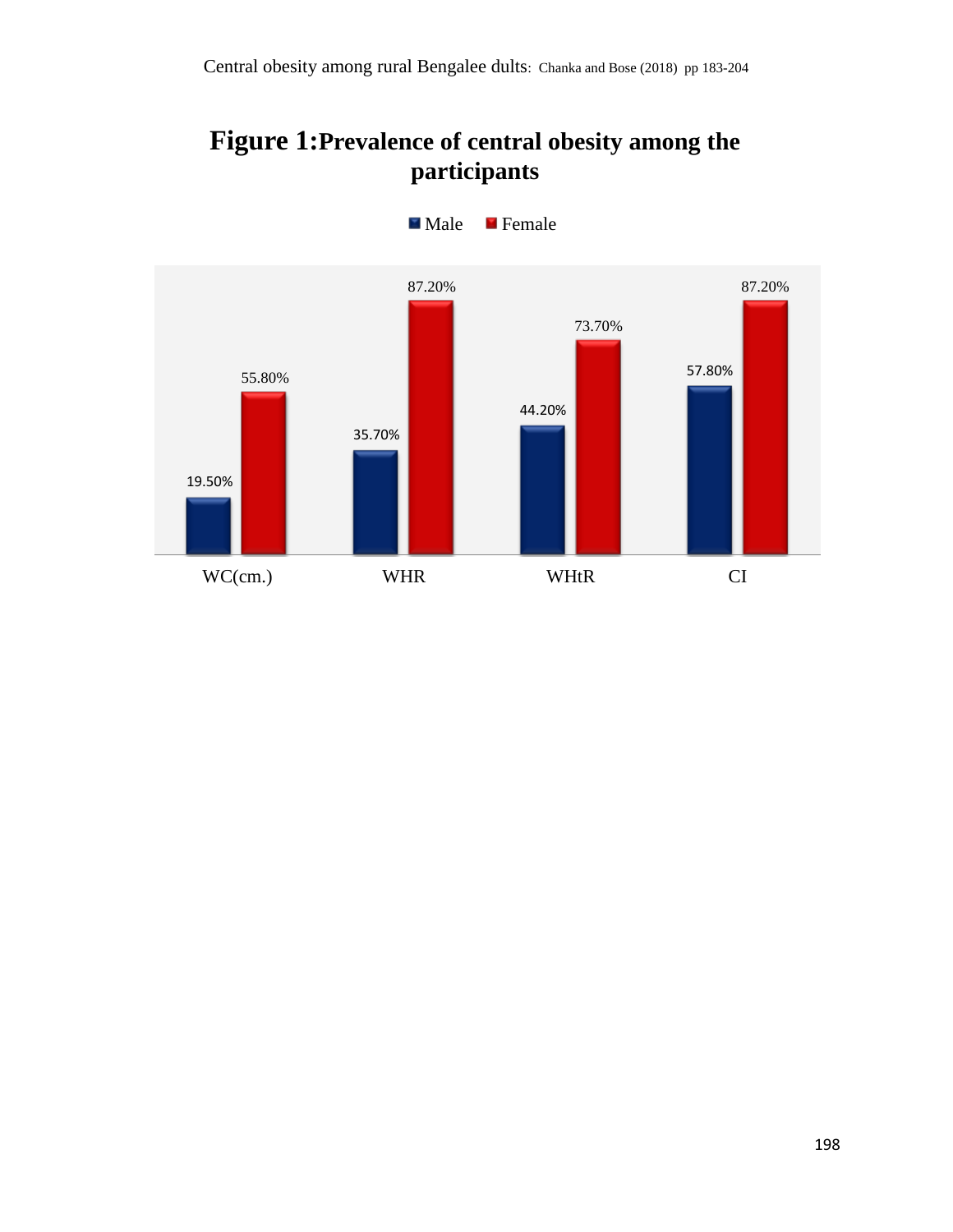## Figure 1: Prevalence of central obesity among the participants

| | WC(cm.) | WHR | WHtR | CI |
|---|---|---|---|---|
| Male | 19.50% | 35.70% | 44.20% | 57.80% |
| Female | 55.80% | 87.20% | 73.70% | 87.20% |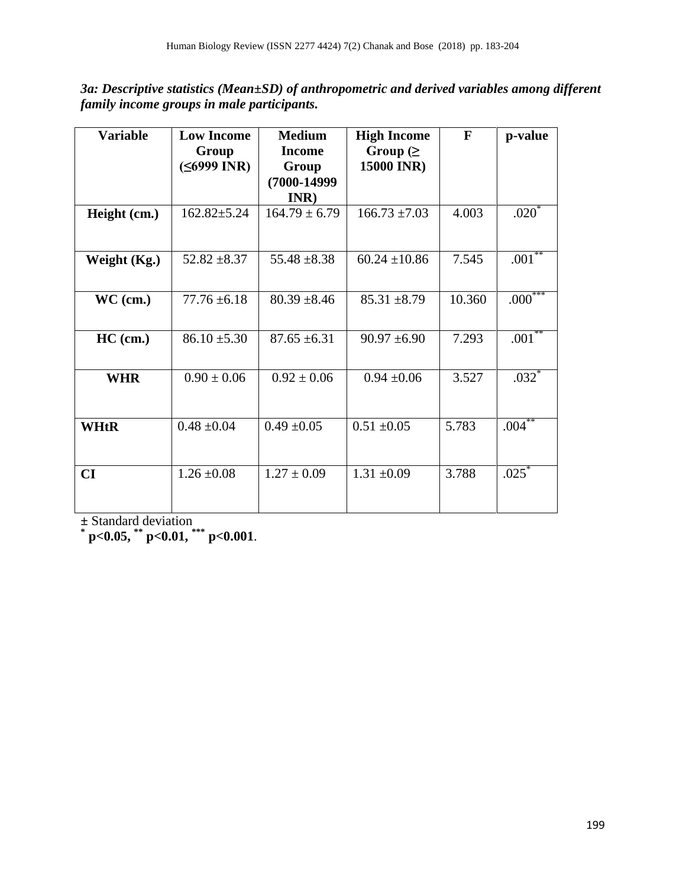*3a: Descriptive statistics (Mean±SD) of anthropometric and derived variables among different family income groups in male participants.*

| Variable | Low Income Group (≤6999 INR) | Medium Income Group (7000-14999 INR) | High Income Group (≥ 15000 INR) | F | p-value |
|---|---|---|---|---|---|
| **Height (cm.)** | 162.82±5.24 | 164.79 ± 6.79 | 166.73 ±7.03 | 4.003 | .020* |
| **Weight (Kg.)** | 52.82 ±8.37 | 55.48 ±8.38 | 60.24 ±10.86 | 7.545 | .001** |
| **WC (cm.)** | 77.76 ±6.18 | 80.39 ±8.46 | 85.31 ±8.79 | 10.360 | .000*** |
| **HC (cm.)** | 86.10 ±5.30 | 87.65 ±6.31 | 90.97 ±6.90 | 7.293 | .001** |
| **WHR** | 0.90 ± 0.06 | 0.92 ± 0.06 | 0.94 ±0.06 | 3.527 | .032* |
| **WHtR** | 0.48 ±0.04 | 0.49 ±0.05 | 0.51 ±0.05 | 5.783 | .004** |
| **CI** | 1.26 ±0.08 | 1.27 ± 0.09 | 1.31 ±0.09 | 3.788 | .025* |

± Standard deviation

**\* p<0.05, \*\* p<0.01, \*\*\* p<0.001**.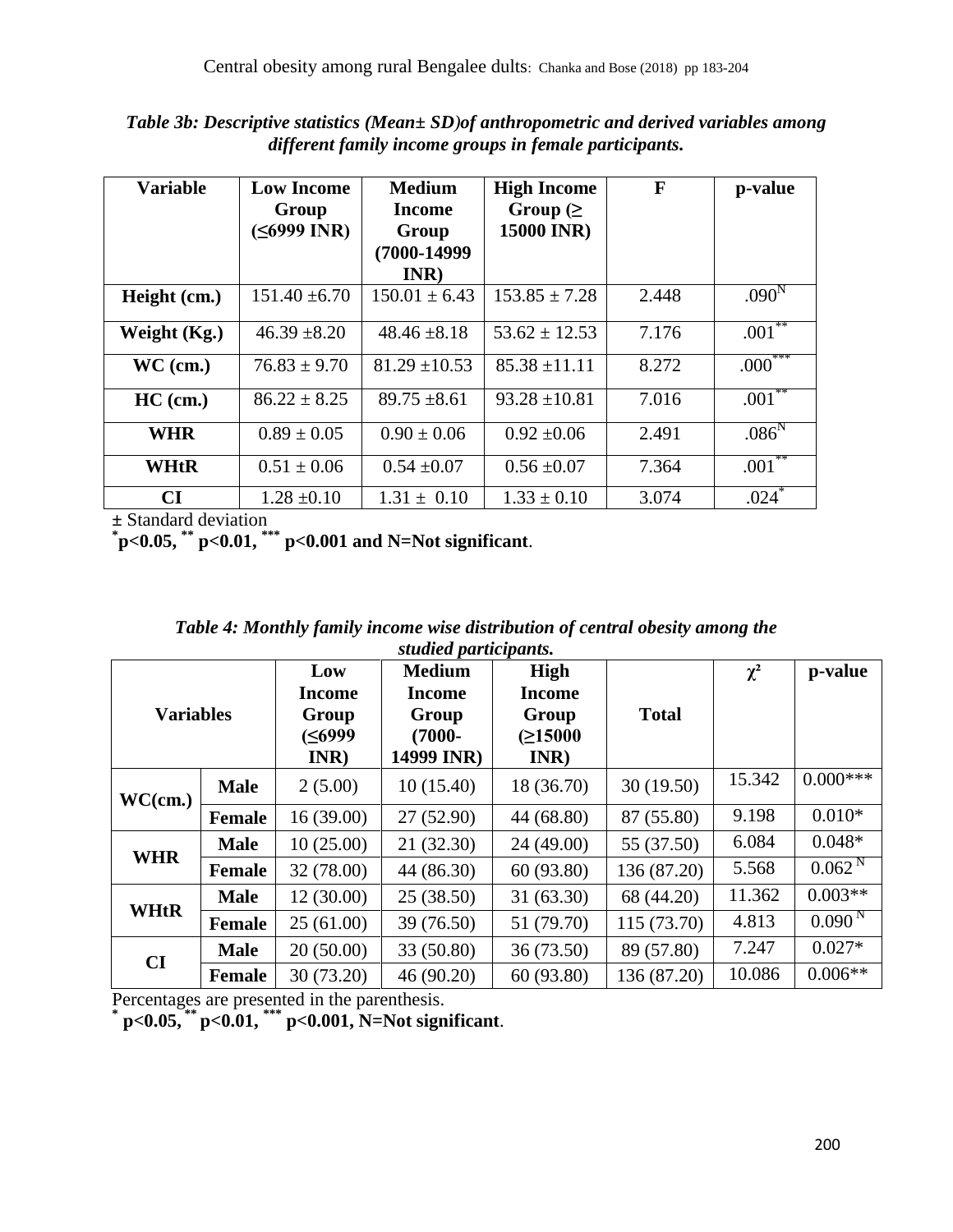*Table 3b: Descriptive statistics (Mean± SD)of anthropometric and derived variables among different family income groups in female participants.*

| Variable | Low Income Group (≤6999 INR) | Medium Income Group (7000-14999 INR) | High Income Group (≥ 15000 INR) | F | p-value |
|---|---|---|---|---|---|
| **Height (cm.)** | 151.40 ±6.70 | 150.01 ± 6.43 | 153.85 ± 7.28 | 2.448 | .090[N] |
| **Weight (Kg.)** | 46.39 ±8.20 | 48.46 ±8.18 | 53.62 ± 12.53 | 7.176 | .001** |
| **WC (cm.)** | 76.83 ± 9.70 | 81.29 ±10.53 | 85.38 ±11.11 | 8.272 | .000*** |
| **HC (cm.)** | 86.22 ± 8.25 | 89.75 ±8.61 | 93.28 ±10.81 | 7.016 | .001** |
| **WHR** | 0.89 ± 0.05 | 0.90 ± 0.06 | 0.92 ±0.06 | 2.491 | .086[N] |
| **WHtR** | 0.51 ± 0.06 | 0.54 ±0.07 | 0.56 ±0.07 | 7.364 | .001** |
| **CI** | 1.28 ±0.10 | 1.31 ± 0.10 | 1.33 ± 0.10 | 3.074 | .024* |

± Standard deviation

**\*p<0.05, \*\* p<0.01, \*\*\* p<0.001 and N=Not significant**.

*Table 4: Monthly family income wise distribution of central obesity among the studied participants.*

| Variables | | Low Income Group (≤6999 INR) | Medium Income Group (7000-14999 INR) | High Income Group (≥15000 INR) | Total | $\chi^2$ | p-value |
|---|---|---|---|---|---|---|---|
| **WC(cm.)** | **Male** | 2 (5.00) | 10 (15.40) | 18 (36.70) | 30 (19.50) | 15.342 | 0.000*** |
| | **Female** | 16 (39.00) | 27 (52.90) | 44 (68.80) | 87 (55.80) | 9.198 | 0.010* |
| **WHR** | **Male** | 10 (25.00) | 21 (32.30) | 24 (49.00) | 55 (37.50) | 6.084 | 0.048* |
| | **Female** | 32 (78.00) | 44 (86.30) | 60 (93.80) | 136 (87.20) | 5.568 | 0.062[N] |
| **WHtR** | **Male** | 12 (30.00) | 25 (38.50) | 31 (63.30) | 68 (44.20) | 11.362 | 0.003** |
| | **Female** | 25 (61.00) | 39 (76.50) | 51 (79.70) | 115 (73.70) | 4.813 | 0.090[N] |
| **CI** | **Male** | 20 (50.00) | 33 (50.80) | 36 (73.50) | 89 (57.80) | 7.247 | 0.027* |
| | **Female** | 30 (73.20) | 46 (90.20) | 60 (93.80) | 136 (87.20) | 10.086 | 0.006** |

Percentages are presented in the parenthesis.

**\* p<0.05, \*\* p<0.01, \*\*\* p<0.001, N=Not significant**.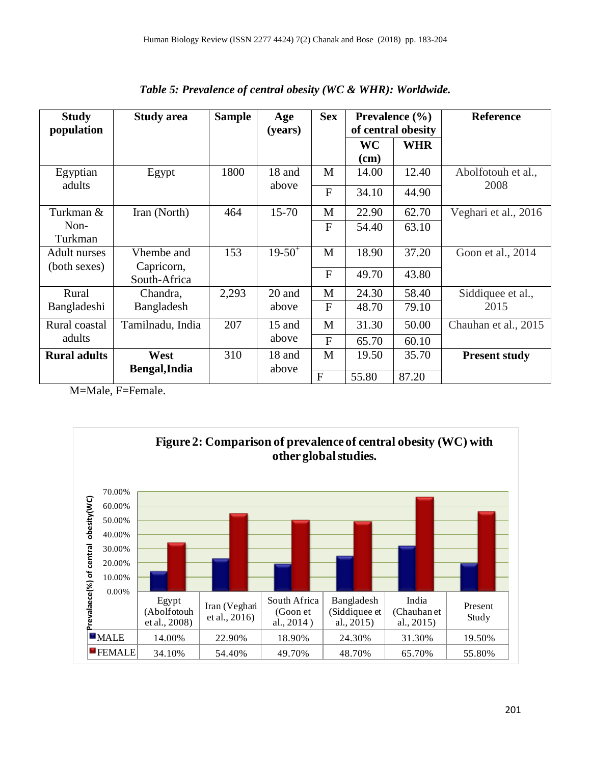*Table 5: Prevalence of central obesity (WC & WHR): Worldwide.*

| Study population | Study area | Sample | Age (years) | Sex | Prevalence (%) of central obesity | | Reference |
|---|---|---|---|---|---|---|---|
| | | | | | WC (cm) | WHR | |
| Egyptian adults | Egypt | 1800 | 18 and above | M | 14.00 | 12.40 | Abolfotouh et al., 2008 |
| | | | | F | 34.10 | 44.90 | |
| Turkman & Non-Turkman | Iran (North) | 464 | 15-70 | M | 22.90 | 62.70 | Veghari et al., 2016 |
| | | | | F | 54.40 | 63.10 | |
| Adult nurses (both sexes) | Vhembe and Capricorn, South-Africa | 153 | 19-50+ | M | 18.90 | 37.20 | Goon et al., 2014 |
| | | | | F | 49.70 | 43.80 | |
| Rural Bangladeshi | Chandra, Bangladesh | 2,293 | 20 and above | M | 24.30 | 58.40 | Siddiquee et al., 2015 |
| | | | | F | 48.70 | 79.10 | |
| Rural coastal adults | Tamilnadu, India | 207 | 15 and above | M | 31.30 | 50.00 | Chauhan et al., 2015 |
| | | | | F | 65.70 | 60.10 | |
| **Rural adults** | **West Bengal,India** | 310 | 18 and above | M | 19.50 | 35.70 | **Present study** |
| | | | | F | 55.80 | 87.20 | |

M=Male, F=Female.

**Figure 2: Comparison of prevalence of central obesity (WC) with other global studies.**

| | Egypt (Abolfotouh et al., 2008) | Iran (Veghari et al., 2016) | South Africa (Goon et al., 2014 ) | Bangladesh (Siddiquee et al., 2015) | India (Chauhan et al., 2015) | Present Study |
|---|---|---|---|---|---|---|
| MALE | 14.00% | 22.90% | 18.90% | 24.30% | 31.30% | 19.50% |
| FEMALE | 34.10% | 54.40% | 49.70% | 48.70% | 65.70% | 55.80% |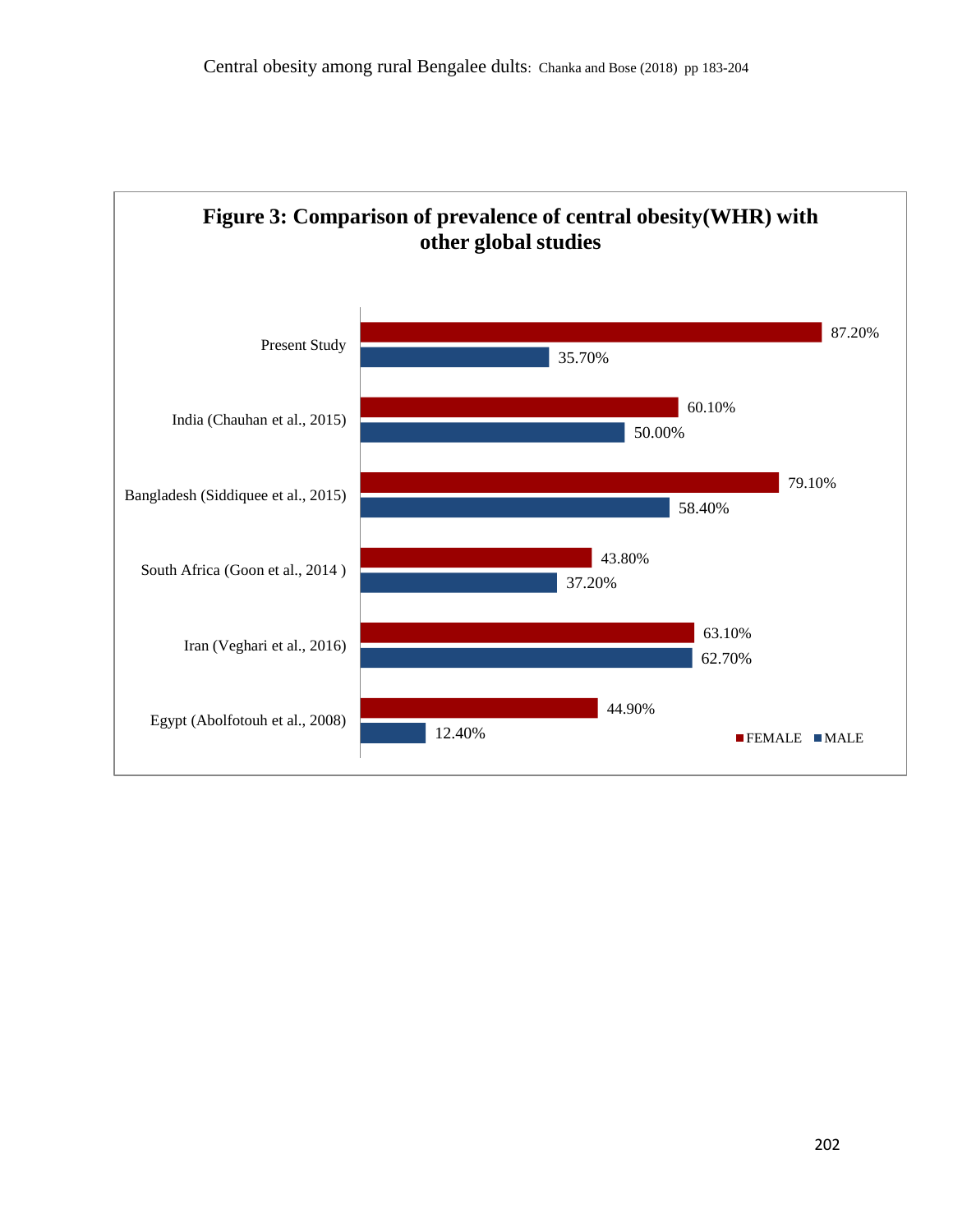**Figure 3: Comparison of prevalence of central obesity(WHR) with other global studies**

| Study | FEMALE | MALE |
| --- | --- | --- |
| Present Study | 87.20% | 35.70% |
| India (Chauhan et al., 2015) | 60.10% | 50.00% |
| Bangladesh (Siddiquee et al., 2015) | 79.10% | 58.40% |
| South Africa (Goon et al., 2014 ) | 43.80% | 37.20% |
| Iran (Veghari et al., 2016) | 63.10% | 62.70% |
| Egypt (Abolfotouh et al., 2008) | 44.90% | 12.40% |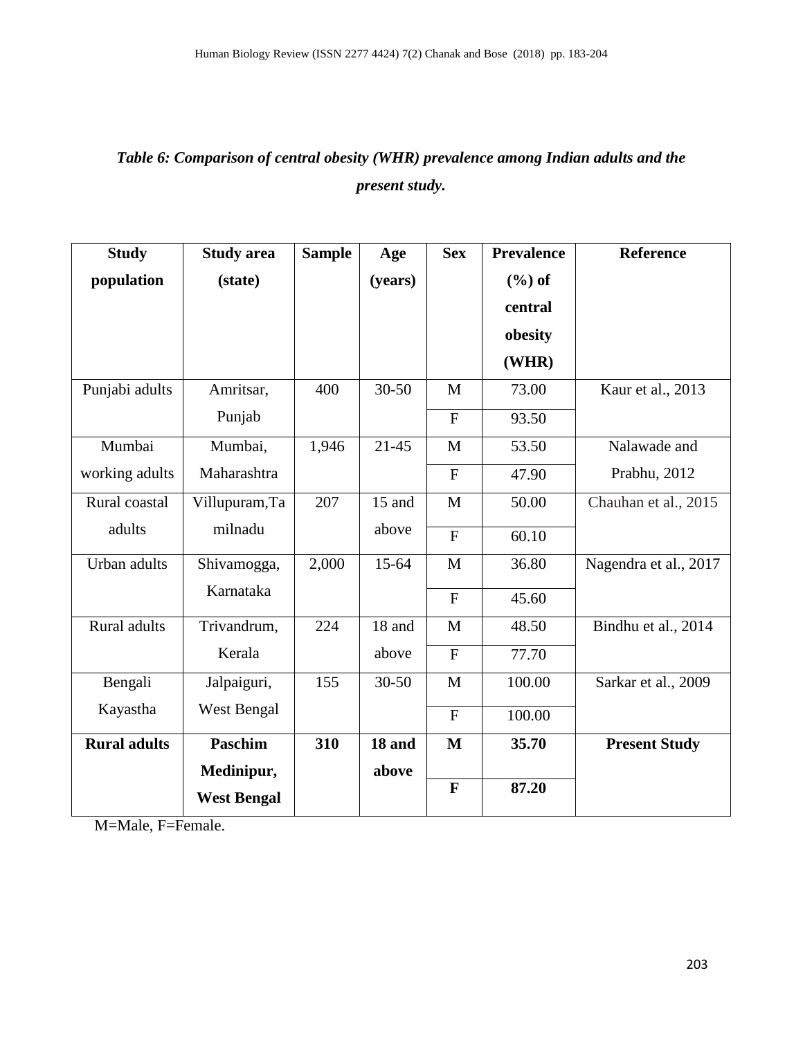***Table 6: Comparison of central obesity (WHR) prevalence among Indian adults and the present study.***

| Study population | Study area (state) | Sample | Age (years) | Sex | Prevalence (%) of central obesity (WHR) | Reference |
|---|---|---|---|---|---|---|
| Punjabi adults | Amritsar, Punjab | 400 | 30-50 | M | 73.00 | Kaur et al., 2013 |
| | | | | F | 93.50 | |
| Mumbai working adults | Mumbai, Maharashtra | 1,946 | 21-45 | M | 53.50 | Nalawade and Prabhu, 2012 |
| | | | | F | 47.90 | |
| Rural coastal adults | Villupuram,Tamilnadu | 207 | 15 and above | M | 50.00 | Chauhan et al., 2015 |
| | | | | F | 60.10 | |
| Urban adults | Shivamogga, Karnataka | 2,000 | 15-64 | M | 36.80 | Nagendra et al., 2017 |
| | | | | F | 45.60 | |
| Rural adults | Trivandrum, Kerala | 224 | 18 and above | M | 48.50 | Bindhu et al., 2014 |
| | | | | F | 77.70 | |
| Bengali Kayastha | Jalpaiguri, West Bengal | 155 | 30-50 | M | 100.00 | Sarkar et al., 2009 |
| | | | | F | 100.00 | |
| **Rural adults** | **Paschim Medinipur, West Bengal** | **310** | **18 and above** | **M** | **35.70** | **Present Study** |
| | | | | **F** | **87.20** | |

M=Male, F=Female.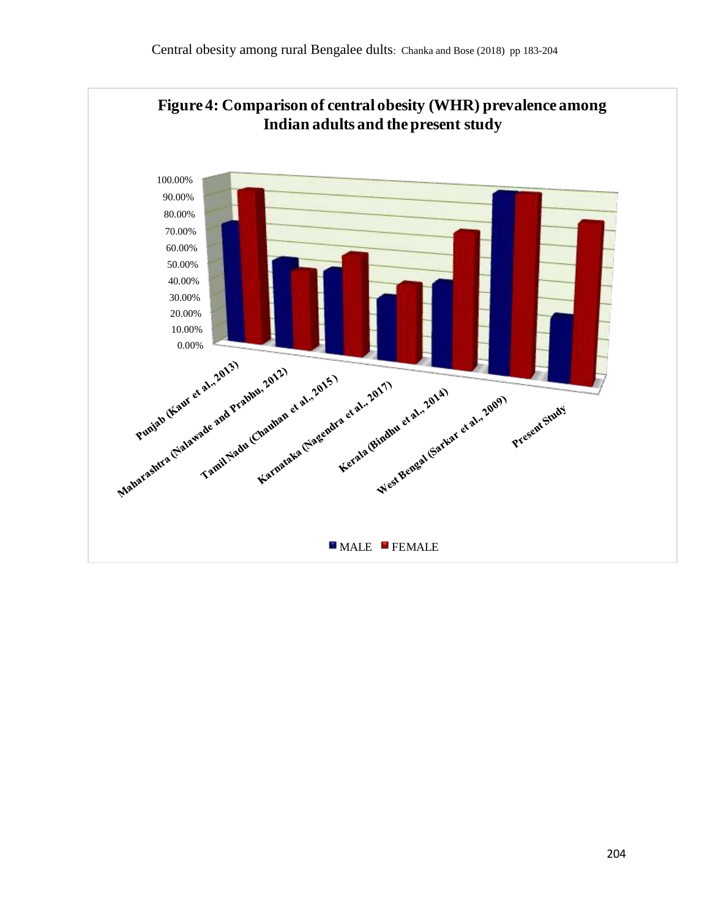**Figure 4: Comparison of central obesity (WHR) prevalence among Indian adults and the present study**

100.00%
90.00%
80.00%
70.00%
60.00%
50.00%
40.00%
30.00%
20.00%
10.00%
0.00%

Punjab (Kaur et al., 2013)
Maharashtra (Nalawade and Prabhu, 2012)
Tamil Nadu (Chauhan et al., 2015)
Karnataka (Nagendra et al., 2017)
Kerala (Bindhu et al., 2014)
West Bengal (Sarkar et al., 2009)
Present Study

MALE FEMALE